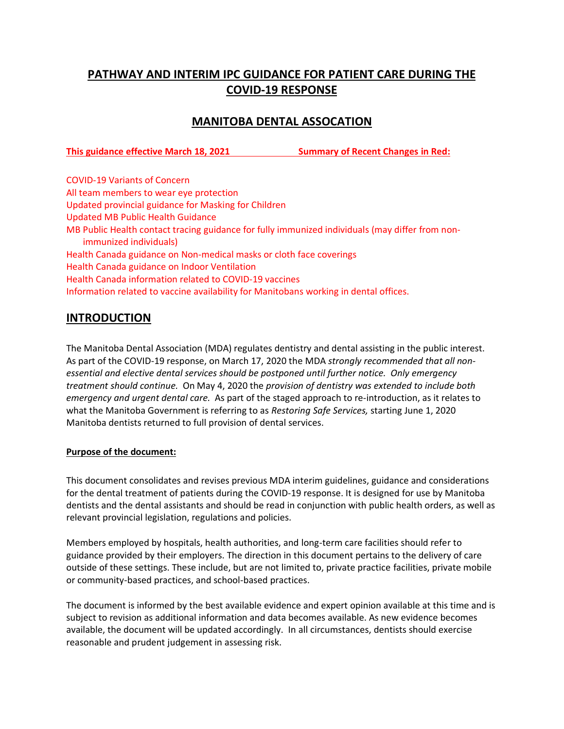# PATHWAY AND INTERIM IPC GUIDANCE FOR PATIENT CARE DURING THE COVID-19 RESPONSE

## MANITOBA DENTAL ASSOCATION

**This guidance effective March 18, 2021** **Summary of Recent Changes in Red:**

COVID-19 Variants of Concern
All team members to wear eye protection
Updated provincial guidance for Masking for Children
Updated MB Public Health Guidance
MB Public Health contact tracing guidance for fully immunized individuals (may differ from non-immunized individuals)
Health Canada guidance on Non-medical masks or cloth face coverings
Health Canada guidance on Indoor Ventilation
Health Canada information related to COVID-19 vaccines
Information related to vaccine availability for Manitobans working in dental offices.

## INTRODUCTION

The Manitoba Dental Association (MDA) regulates dentistry and dental assisting in the public interest. As part of the COVID-19 response, on March 17, 2020 the MDA *strongly recommended that all non-essential and elective dental services should be postponed until further notice. Only emergency treatment should continue.* On May 4, 2020 the *provision of dentistry was extended to include both emergency and urgent dental care.* As part of the staged approach to re-introduction, as it relates to what the Manitoba Government is referring to as *Restoring Safe Services,* starting June 1, 2020 Manitoba dentists returned to full provision of dental services.

**Purpose of the document:**

This document consolidates and revises previous MDA interim guidelines, guidance and considerations for the dental treatment of patients during the COVID-19 response. It is designed for use by Manitoba dentists and the dental assistants and should be read in conjunction with public health orders, as well as relevant provincial legislation, regulations and policies.

Members employed by hospitals, health authorities, and long-term care facilities should refer to guidance provided by their employers. The direction in this document pertains to the delivery of care outside of these settings. These include, but are not limited to, private practice facilities, private mobile or community-based practices, and school-based practices.

The document is informed by the best available evidence and expert opinion available at this time and is subject to revision as additional information and data becomes available. As new evidence becomes available, the document will be updated accordingly. In all circumstances, dentists should exercise reasonable and prudent judgement in assessing risk.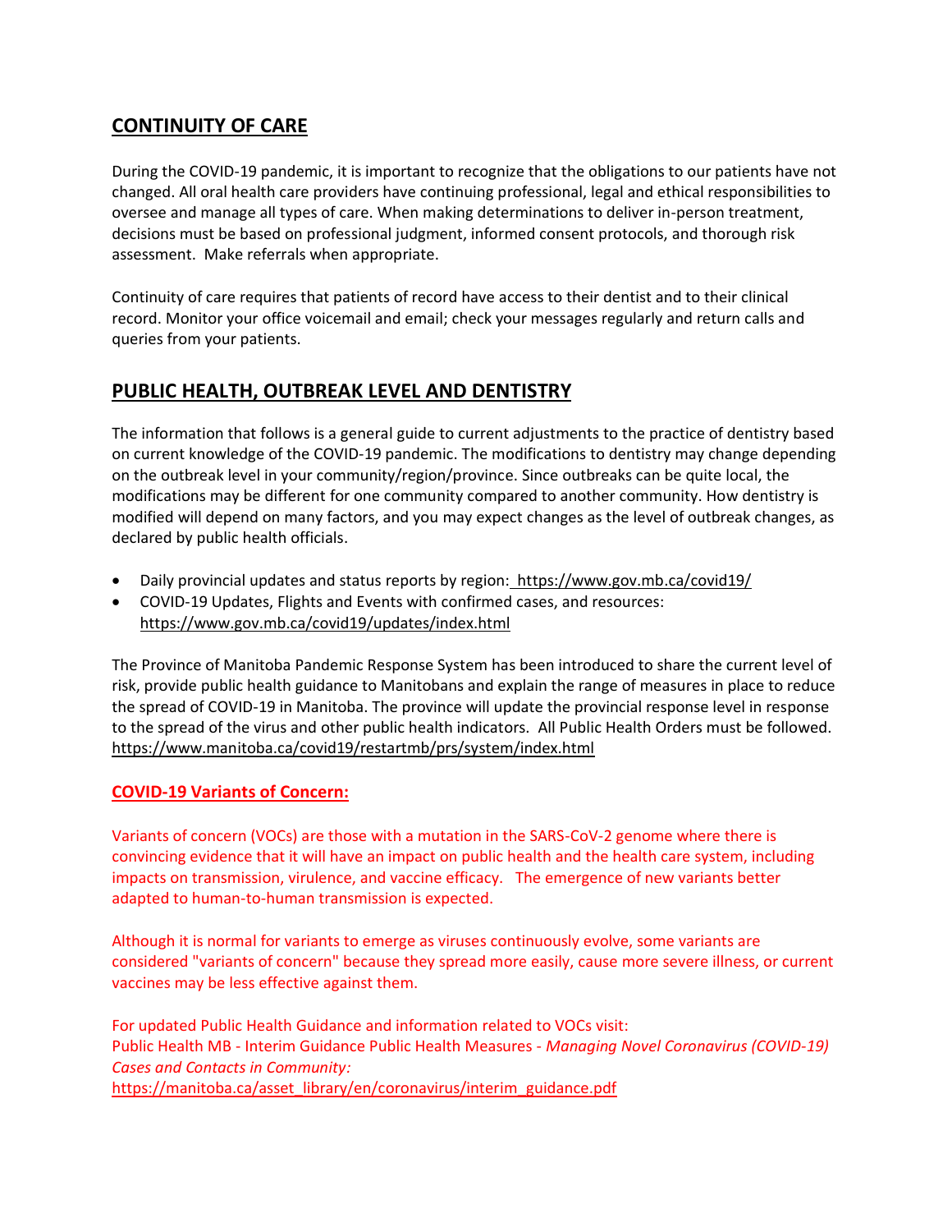## CONTINUITY OF CARE

During the COVID-19 pandemic, it is important to recognize that the obligations to our patients have not changed. All oral health care providers have continuing professional, legal and ethical responsibilities to oversee and manage all types of care. When making determinations to deliver in-person treatment, decisions must be based on professional judgment, informed consent protocols, and thorough risk assessment. Make referrals when appropriate.

Continuity of care requires that patients of record have access to their dentist and to their clinical record. Monitor your office voicemail and email; check your messages regularly and return calls and queries from your patients.

## PUBLIC HEALTH, OUTBREAK LEVEL AND DENTISTRY

The information that follows is a general guide to current adjustments to the practice of dentistry based on current knowledge of the COVID-19 pandemic. The modifications to dentistry may change depending on the outbreak level in your community/region/province. Since outbreaks can be quite local, the modifications may be different for one community compared to another community. How dentistry is modified will depend on many factors, and you may expect changes as the level of outbreak changes, as declared by public health officials.

- Daily provincial updates and status reports by region: https://www.gov.mb.ca/covid19/
- COVID-19 Updates, Flights and Events with confirmed cases, and resources: https://www.gov.mb.ca/covid19/updates/index.html

The Province of Manitoba Pandemic Response System has been introduced to share the current level of risk, provide public health guidance to Manitobans and explain the range of measures in place to reduce the spread of COVID-19 in Manitoba. The province will update the provincial response level in response to the spread of the virus and other public health indicators. All Public Health Orders must be followed. https://www.manitoba.ca/covid19/restartmb/prs/system/index.html

### COVID-19 Variants of Concern:

Variants of concern (VOCs) are those with a mutation in the SARS-CoV-2 genome where there is convincing evidence that it will have an impact on public health and the health care system, including impacts on transmission, virulence, and vaccine efficacy. The emergence of new variants better adapted to human-to-human transmission is expected.

Although it is normal for variants to emerge as viruses continuously evolve, some variants are considered "variants of concern" because they spread more easily, cause more severe illness, or current vaccines may be less effective against them.

For updated Public Health Guidance and information related to VOCs visit:
Public Health MB - Interim Guidance Public Health Measures - *Managing Novel Coronavirus (COVID-19) Cases and Contacts in Community:*
https://manitoba.ca/asset_library/en/coronavirus/interim_guidance.pdf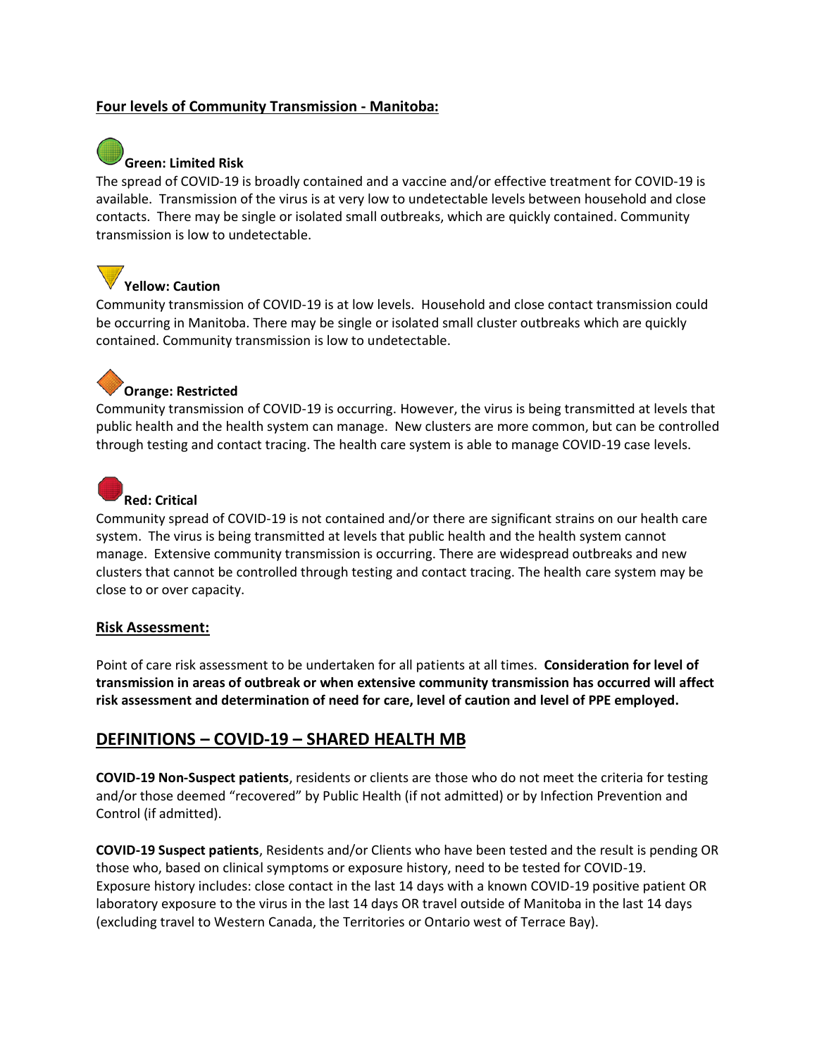**Four levels of Community Transmission - Manitoba:**

**Green: Limited Risk**

The spread of COVID-19 is broadly contained and a vaccine and/or effective treatment for COVID-19 is available. Transmission of the virus is at very low to undetectable levels between household and close contacts. There may be single or isolated small outbreaks, which are quickly contained. Community transmission is low to undetectable.

**Yellow: Caution**

Community transmission of COVID-19 is at low levels. Household and close contact transmission could be occurring in Manitoba. There may be single or isolated small cluster outbreaks which are quickly contained. Community transmission is low to undetectable.

**Orange: Restricted**

Community transmission of COVID-19 is occurring. However, the virus is being transmitted at levels that public health and the health system can manage. New clusters are more common, but can be controlled through testing and contact tracing. The health care system is able to manage COVID-19 case levels.

**Red: Critical**

Community spread of COVID-19 is not contained and/or there are significant strains on our health care system. The virus is being transmitted at levels that public health and the health system cannot manage. Extensive community transmission is occurring. There are widespread outbreaks and new clusters that cannot be controlled through testing and contact tracing. The health care system may be close to or over capacity.

**Risk Assessment:**

Point of care risk assessment to be undertaken for all patients at all times. **Consideration for level of transmission in areas of outbreak or when extensive community transmission has occurred will affect risk assessment and determination of need for care, level of caution and level of PPE employed.**

## DEFINITIONS – COVID-19 – SHARED HEALTH MB

**COVID-19 Non-Suspect patients**, residents or clients are those who do not meet the criteria for testing and/or those deemed "recovered" by Public Health (if not admitted) or by Infection Prevention and Control (if admitted).

**COVID-19 Suspect patients**, Residents and/or Clients who have been tested and the result is pending OR those who, based on clinical symptoms or exposure history, need to be tested for COVID-19. Exposure history includes: close contact in the last 14 days with a known COVID-19 positive patient OR laboratory exposure to the virus in the last 14 days OR travel outside of Manitoba in the last 14 days (excluding travel to Western Canada, the Territories or Ontario west of Terrace Bay).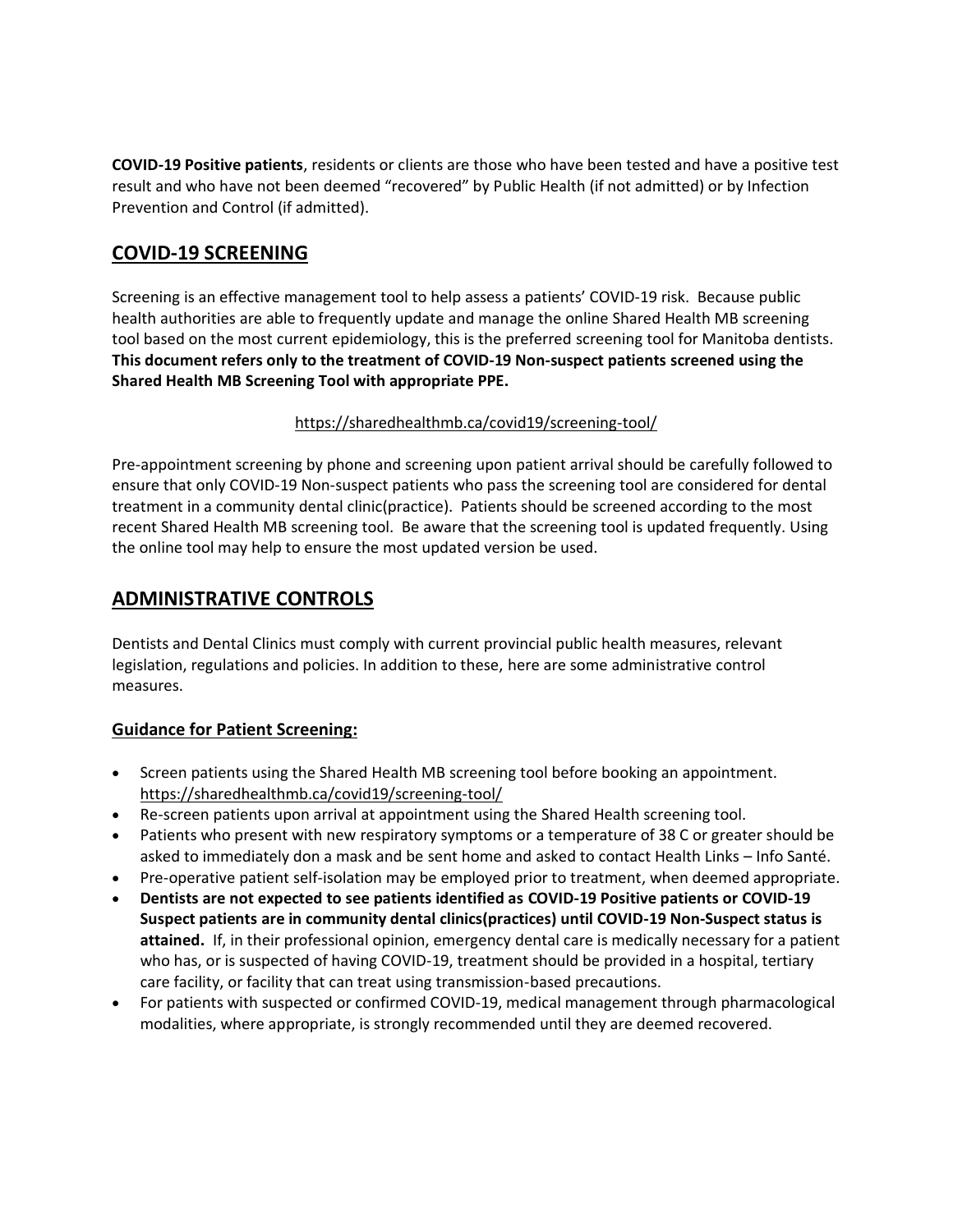**COVID-19 Positive patients**, residents or clients are those who have been tested and have a positive test result and who have not been deemed "recovered" by Public Health (if not admitted) or by Infection Prevention and Control (if admitted).

## COVID-19 SCREENING

Screening is an effective management tool to help assess a patients' COVID-19 risk. Because public health authorities are able to frequently update and manage the online Shared Health MB screening tool based on the most current epidemiology, this is the preferred screening tool for Manitoba dentists. **This document refers only to the treatment of COVID-19 Non-suspect patients screened using the Shared Health MB Screening Tool with appropriate PPE.**

https://sharedhealthmb.ca/covid19/screening-tool/

Pre-appointment screening by phone and screening upon patient arrival should be carefully followed to ensure that only COVID-19 Non-suspect patients who pass the screening tool are considered for dental treatment in a community dental clinic(practice). Patients should be screened according to the most recent Shared Health MB screening tool. Be aware that the screening tool is updated frequently. Using the online tool may help to ensure the most updated version be used.

## ADMINISTRATIVE CONTROLS

Dentists and Dental Clinics must comply with current provincial public health measures, relevant legislation, regulations and policies. In addition to these, here are some administrative control measures.

### Guidance for Patient Screening:

- Screen patients using the Shared Health MB screening tool before booking an appointment. https://sharedhealthmb.ca/covid19/screening-tool/
- Re-screen patients upon arrival at appointment using the Shared Health screening tool.
- Patients who present with new respiratory symptoms or a temperature of 38 C or greater should be asked to immediately don a mask and be sent home and asked to contact Health Links – Info Santé.
- Pre-operative patient self-isolation may be employed prior to treatment, when deemed appropriate.
- **Dentists are not expected to see patients identified as COVID-19 Positive patients or COVID-19 Suspect patients are in community dental clinics(practices) until COVID-19 Non-Suspect status is attained.** If, in their professional opinion, emergency dental care is medically necessary for a patient who has, or is suspected of having COVID-19, treatment should be provided in a hospital, tertiary care facility, or facility that can treat using transmission-based precautions.
- For patients with suspected or confirmed COVID-19, medical management through pharmacological modalities, where appropriate, is strongly recommended until they are deemed recovered.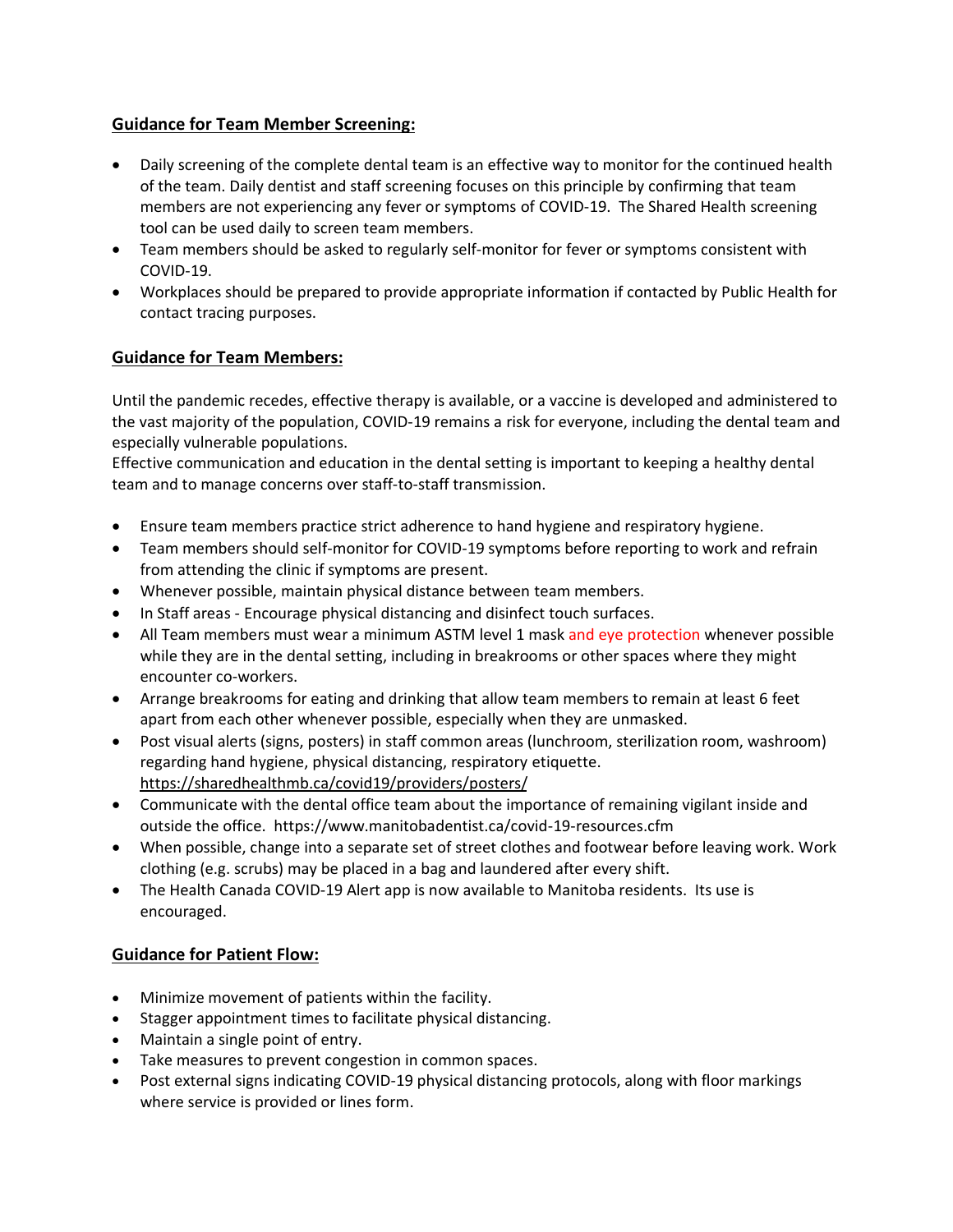**Guidance for Team Member Screening:**

- Daily screening of the complete dental team is an effective way to monitor for the continued health of the team. Daily dentist and staff screening focuses on this principle by confirming that team members are not experiencing any fever or symptoms of COVID-19. The Shared Health screening tool can be used daily to screen team members.
- Team members should be asked to regularly self-monitor for fever or symptoms consistent with COVID-19.
- Workplaces should be prepared to provide appropriate information if contacted by Public Health for contact tracing purposes.

**Guidance for Team Members:**

Until the pandemic recedes, effective therapy is available, or a vaccine is developed and administered to the vast majority of the population, COVID-19 remains a risk for everyone, including the dental team and especially vulnerable populations.
Effective communication and education in the dental setting is important to keeping a healthy dental team and to manage concerns over staff-to-staff transmission.

- Ensure team members practice strict adherence to hand hygiene and respiratory hygiene.
- Team members should self-monitor for COVID-19 symptoms before reporting to work and refrain from attending the clinic if symptoms are present.
- Whenever possible, maintain physical distance between team members.
- In Staff areas - Encourage physical distancing and disinfect touch surfaces.
- All Team members must wear a minimum ASTM level 1 mask and eye protection whenever possible while they are in the dental setting, including in breakrooms or other spaces where they might encounter co-workers.
- Arrange breakrooms for eating and drinking that allow team members to remain at least 6 feet apart from each other whenever possible, especially when they are unmasked.
- Post visual alerts (signs, posters) in staff common areas (lunchroom, sterilization room, washroom) regarding hand hygiene, physical distancing, respiratory etiquette. https://sharedhealthmb.ca/covid19/providers/posters/
- Communicate with the dental office team about the importance of remaining vigilant inside and outside the office. https://www.manitobadentist.ca/covid-19-resources.cfm
- When possible, change into a separate set of street clothes and footwear before leaving work. Work clothing (e.g. scrubs) may be placed in a bag and laundered after every shift.
- The Health Canada COVID-19 Alert app is now available to Manitoba residents. Its use is encouraged.

**Guidance for Patient Flow:**

- Minimize movement of patients within the facility.
- Stagger appointment times to facilitate physical distancing.
- Maintain a single point of entry.
- Take measures to prevent congestion in common spaces.
- Post external signs indicating COVID-19 physical distancing protocols, along with floor markings where service is provided or lines form.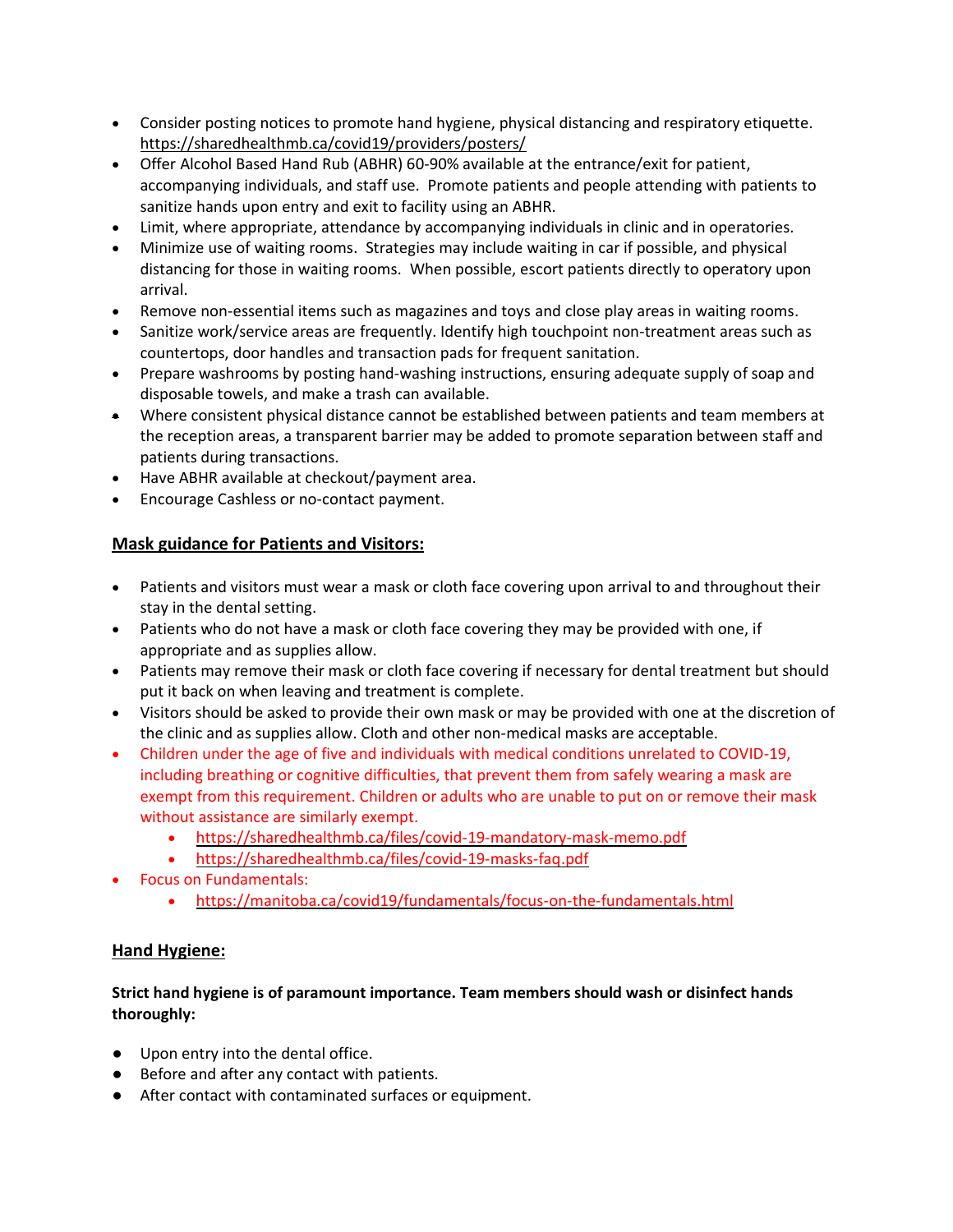- Consider posting notices to promote hand hygiene, physical distancing and respiratory etiquette. https://sharedhealthmb.ca/covid19/providers/posters/
- Offer Alcohol Based Hand Rub (ABHR) 60-90% available at the entrance/exit for patient, accompanying individuals, and staff use. Promote patients and people attending with patients to sanitize hands upon entry and exit to facility using an ABHR.
- Limit, where appropriate, attendance by accompanying individuals in clinic and in operatories.
- Minimize use of waiting rooms. Strategies may include waiting in car if possible, and physical distancing for those in waiting rooms. When possible, escort patients directly to operatory upon arrival.
- Remove non-essential items such as magazines and toys and close play areas in waiting rooms.
- Sanitize work/service areas are frequently. Identify high touchpoint non-treatment areas such as countertops, door handles and transaction pads for frequent sanitation.
- Prepare washrooms by posting hand-washing instructions, ensuring adequate supply of soap and disposable towels, and make a trash can available.
- Where consistent physical distance cannot be established between patients and team members at the reception areas, a transparent barrier may be added to promote separation between staff and patients during transactions.
- Have ABHR available at checkout/payment area.
- Encourage Cashless or no-contact payment.

## Mask guidance for Patients and Visitors:

- Patients and visitors must wear a mask or cloth face covering upon arrival to and throughout their stay in the dental setting.
- Patients who do not have a mask or cloth face covering they may be provided with one, if appropriate and as supplies allow.
- Patients may remove their mask or cloth face covering if necessary for dental treatment but should put it back on when leaving and treatment is complete.
- Visitors should be asked to provide their own mask or may be provided with one at the discretion of the clinic and as supplies allow. Cloth and other non-medical masks are acceptable.
- Children under the age of five and individuals with medical conditions unrelated to COVID-19, including breathing or cognitive difficulties, that prevent them from safely wearing a mask are exempt from this requirement. Children or adults who are unable to put on or remove their mask without assistance are similarly exempt.
  - https://sharedhealthmb.ca/files/covid-19-mandatory-mask-memo.pdf
  - https://sharedhealthmb.ca/files/covid-19-masks-faq.pdf
- Focus on Fundamentals:
  - https://manitoba.ca/covid19/fundamentals/focus-on-the-fundamentals.html

## Hand Hygiene:

**Strict hand hygiene is of paramount importance. Team members should wash or disinfect hands thoroughly:**

- Upon entry into the dental office.
- Before and after any contact with patients.
- After contact with contaminated surfaces or equipment.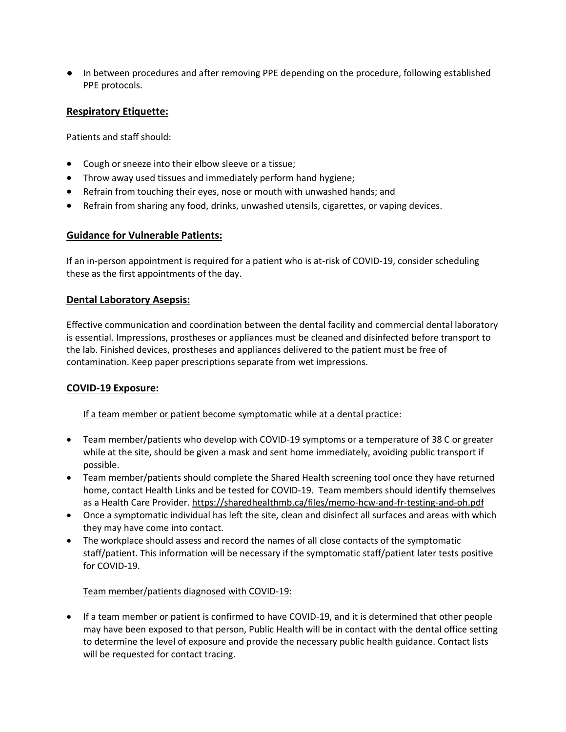- In between procedures and after removing PPE depending on the procedure, following established PPE protocols.

## Respiratory Etiquette:

Patients and staff should:

- Cough or sneeze into their elbow sleeve or a tissue;
- Throw away used tissues and immediately perform hand hygiene;
- Refrain from touching their eyes, nose or mouth with unwashed hands; and
- Refrain from sharing any food, drinks, unwashed utensils, cigarettes, or vaping devices.

## Guidance for Vulnerable Patients:

If an in-person appointment is required for a patient who is at-risk of COVID-19, consider scheduling these as the first appointments of the day.

## Dental Laboratory Asepsis:

Effective communication and coordination between the dental facility and commercial dental laboratory is essential. Impressions, prostheses or appliances must be cleaned and disinfected before transport to the lab. Finished devices, prostheses and appliances delivered to the patient must be free of contamination. Keep paper prescriptions separate from wet impressions.

## COVID-19 Exposure:

If a team member or patient become symptomatic while at a dental practice:

- Team member/patients who develop with COVID-19 symptoms or a temperature of 38 C or greater while at the site, should be given a mask and sent home immediately, avoiding public transport if possible.
- Team member/patients should complete the Shared Health screening tool once they have returned home, contact Health Links and be tested for COVID-19. Team members should identify themselves as a Health Care Provider. https://sharedhealthmb.ca/files/memo-hcw-and-fr-testing-and-oh.pdf
- Once a symptomatic individual has left the site, clean and disinfect all surfaces and areas with which they may have come into contact.
- The workplace should assess and record the names of all close contacts of the symptomatic staff/patient. This information will be necessary if the symptomatic staff/patient later tests positive for COVID-19.

Team member/patients diagnosed with COVID-19:

- If a team member or patient is confirmed to have COVID-19, and it is determined that other people may have been exposed to that person, Public Health will be in contact with the dental office setting to determine the level of exposure and provide the necessary public health guidance. Contact lists will be requested for contact tracing.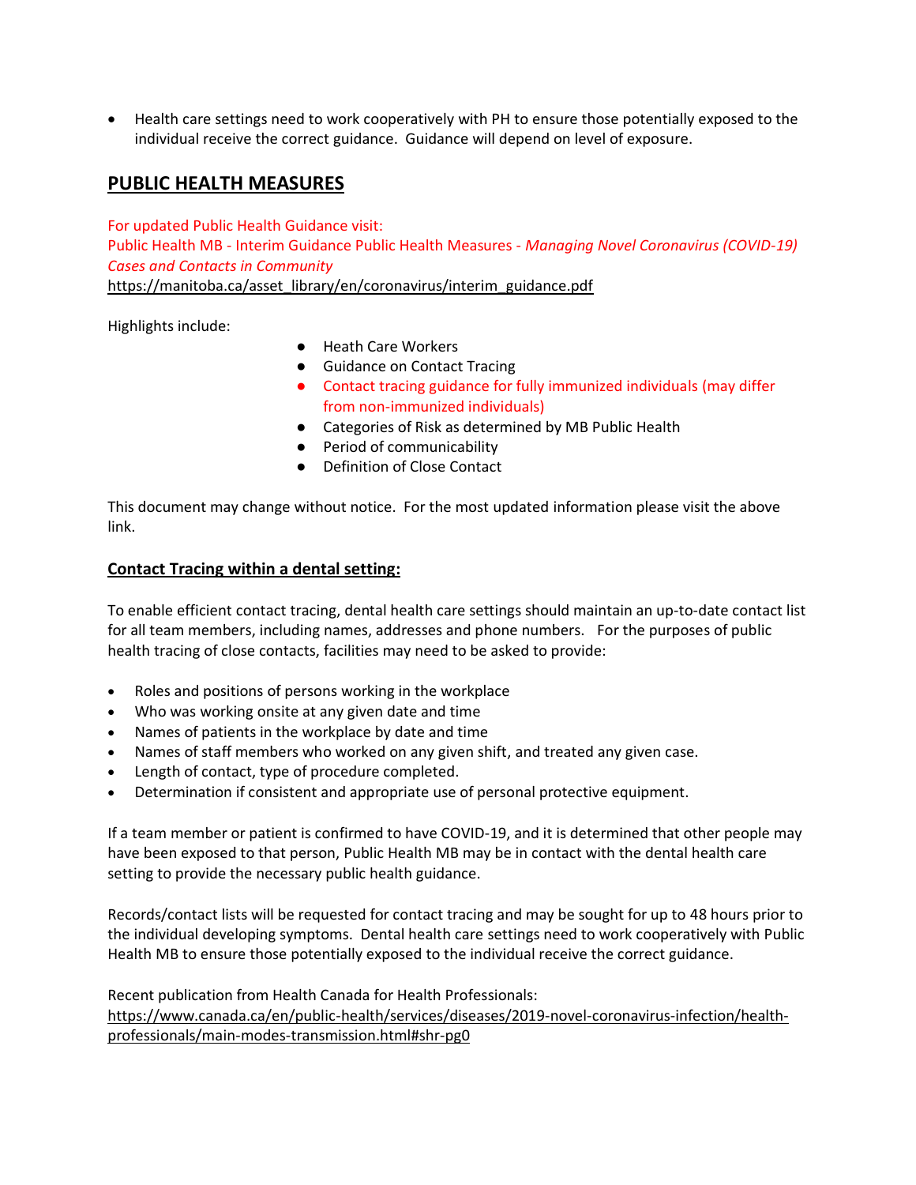- Health care settings need to work cooperatively with PH to ensure those potentially exposed to the individual receive the correct guidance. Guidance will depend on level of exposure.

## PUBLIC HEALTH MEASURES

For updated Public Health Guidance visit:
Public Health MB - Interim Guidance Public Health Measures - *Managing Novel Coronavirus (COVID-19) Cases and Contacts in Community*
https://manitoba.ca/asset_library/en/coronavirus/interim_guidance.pdf

Highlights include:

- Heath Care Workers
- Guidance on Contact Tracing
- Contact tracing guidance for fully immunized individuals (may differ from non-immunized individuals)
- Categories of Risk as determined by MB Public Health
- Period of communicability
- Definition of Close Contact

This document may change without notice. For the most updated information please visit the above link.

### Contact Tracing within a dental setting:

To enable efficient contact tracing, dental health care settings should maintain an up-to-date contact list for all team members, including names, addresses and phone numbers. For the purposes of public health tracing of close contacts, facilities may need to be asked to provide:

- Roles and positions of persons working in the workplace
- Who was working onsite at any given date and time
- Names of patients in the workplace by date and time
- Names of staff members who worked on any given shift, and treated any given case.
- Length of contact, type of procedure completed.
- Determination if consistent and appropriate use of personal protective equipment.

If a team member or patient is confirmed to have COVID-19, and it is determined that other people may have been exposed to that person, Public Health MB may be in contact with the dental health care setting to provide the necessary public health guidance.

Records/contact lists will be requested for contact tracing and may be sought for up to 48 hours prior to the individual developing symptoms. Dental health care settings need to work cooperatively with Public Health MB to ensure those potentially exposed to the individual receive the correct guidance.

Recent publication from Health Canada for Health Professionals:
https://www.canada.ca/en/public-health/services/diseases/2019-novel-coronavirus-infection/health-professionals/main-modes-transmission.html#shr-pg0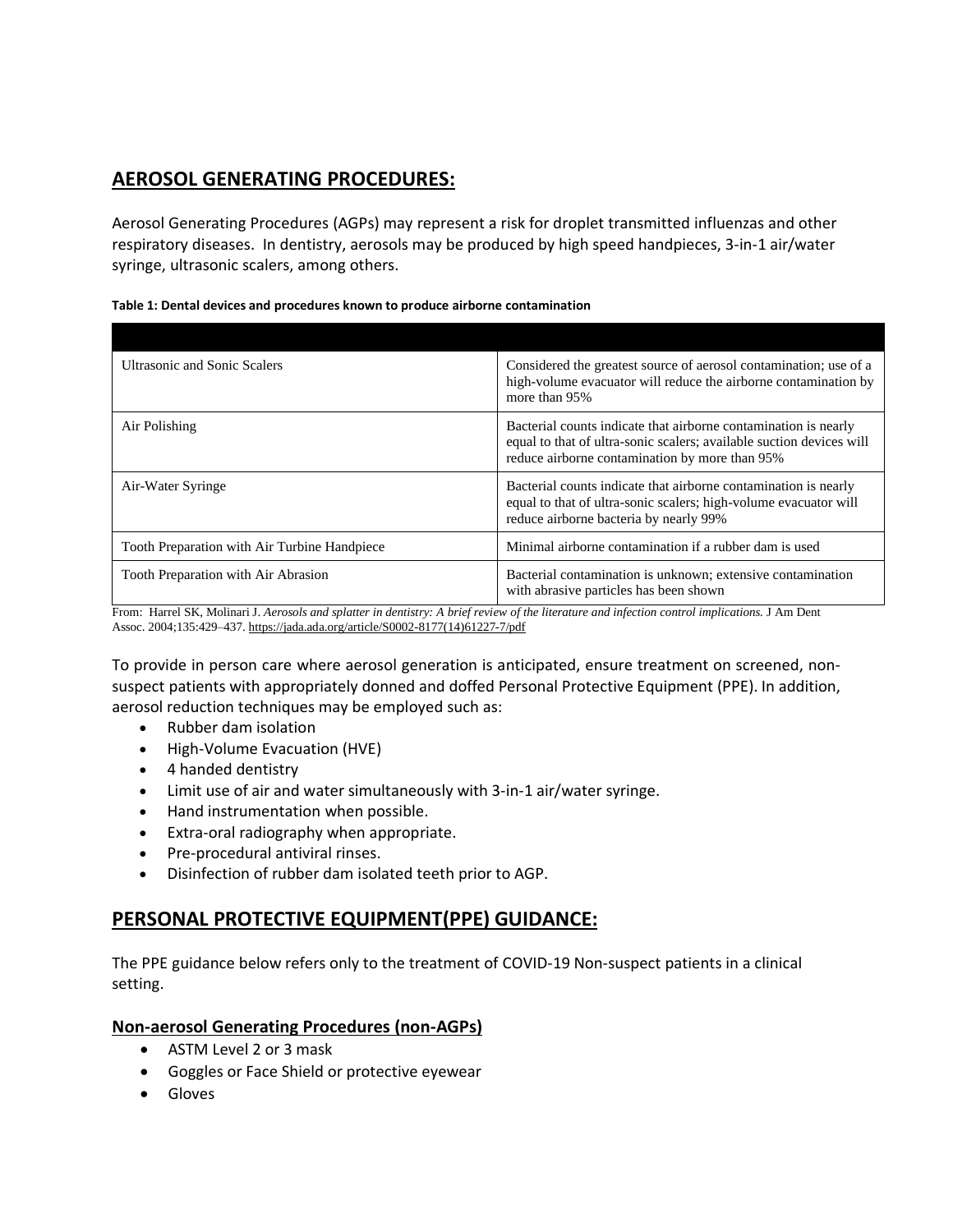## AEROSOL GENERATING PROCEDURES:

Aerosol Generating Procedures (AGPs) may represent a risk for droplet transmitted influenzas and other respiratory diseases. In dentistry, aerosols may be produced by high speed handpieces, 3-in-1 air/water syringe, ultrasonic scalers, among others.

**Table 1: Dental devices and procedures known to produce airborne contamination**

| | |
|---|---|
| Ultrasonic and Sonic Scalers | Considered the greatest source of aerosol contamination; use of a high-volume evacuator will reduce the airborne contamination by more than 95% |
| Air Polishing | Bacterial counts indicate that airborne contamination is nearly equal to that of ultra-sonic scalers; available suction devices will reduce airborne contamination by more than 95% |
| Air-Water Syringe | Bacterial counts indicate that airborne contamination is nearly equal to that of ultra-sonic scalers; high-volume evacuator will reduce airborne bacteria by nearly 99% |
| Tooth Preparation with Air Turbine Handpiece | Minimal airborne contamination if a rubber dam is used |
| Tooth Preparation with Air Abrasion | Bacterial contamination is unknown; extensive contamination with abrasive particles has been shown |

From: Harrel SK, Molinari J. *Aerosols and splatter in dentistry: A brief review of the literature and infection control implications.* J Am Dent Assoc. 2004;135:429–437. https://jada.ada.org/article/S0002-8177(14)61227-7/pdf

To provide in person care where aerosol generation is anticipated, ensure treatment on screened, non-suspect patients with appropriately donned and doffed Personal Protective Equipment (PPE). In addition, aerosol reduction techniques may be employed such as:

- Rubber dam isolation
- High-Volume Evacuation (HVE)
- 4 handed dentistry
- Limit use of air and water simultaneously with 3-in-1 air/water syringe.
- Hand instrumentation when possible.
- Extra-oral radiography when appropriate.
- Pre-procedural antiviral rinses.
- Disinfection of rubber dam isolated teeth prior to AGP.

## PERSONAL PROTECTIVE EQUIPMENT(PPE) GUIDANCE:

The PPE guidance below refers only to the treatment of COVID-19 Non-suspect patients in a clinical setting.

### Non-aerosol Generating Procedures (non-AGPs)

- ASTM Level 2 or 3 mask
- Goggles or Face Shield or protective eyewear
- Gloves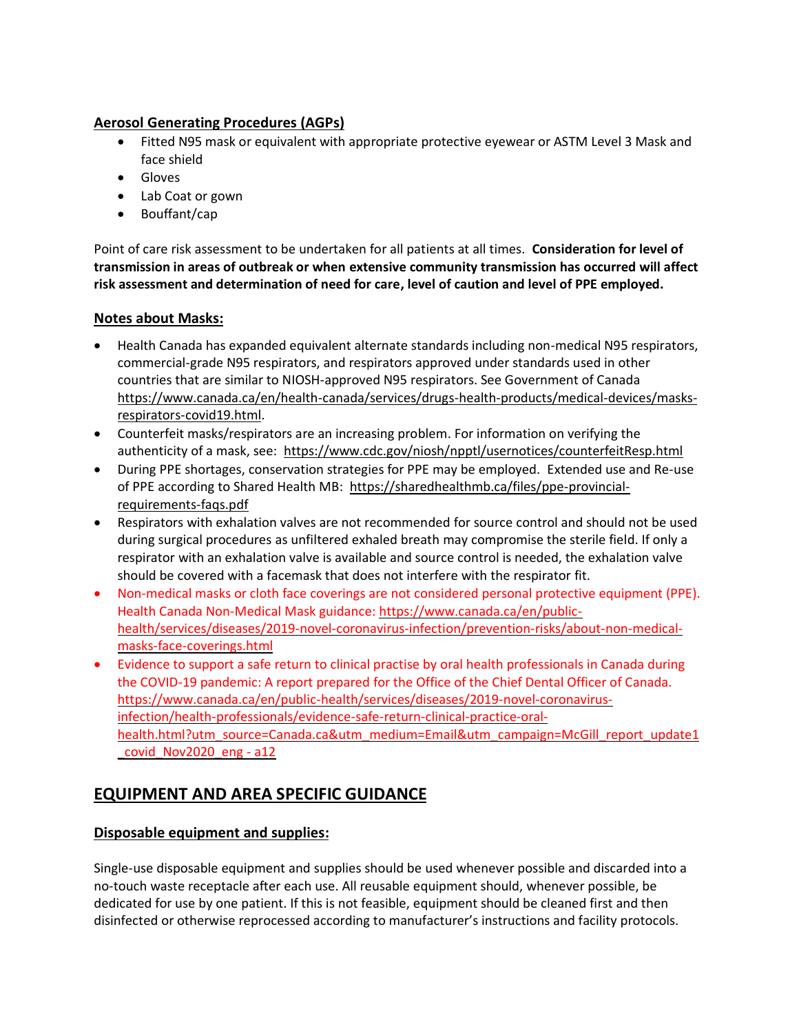**Aerosol Generating Procedures (AGPs)**

- Fitted N95 mask or equivalent with appropriate protective eyewear or ASTM Level 3 Mask and face shield
- Gloves
- Lab Coat or gown
- Bouffant/cap

Point of care risk assessment to be undertaken for all patients at all times. **Consideration for level of transmission in areas of outbreak or when extensive community transmission has occurred will affect risk assessment and determination of need for care, level of caution and level of PPE employed.**

**Notes about Masks:**

- Health Canada has expanded equivalent alternate standards including non-medical N95 respirators, commercial-grade N95 respirators, and respirators approved under standards used in other countries that are similar to NIOSH-approved N95 respirators. See Government of Canada https://www.canada.ca/en/health-canada/services/drugs-health-products/medical-devices/masks-respirators-covid19.html.
- Counterfeit masks/respirators are an increasing problem. For information on verifying the authenticity of a mask, see: https://www.cdc.gov/niosh/npptl/usernotices/counterfeitResp.html
- During PPE shortages, conservation strategies for PPE may be employed. Extended use and Re-use of PPE according to Shared Health MB: https://sharedhealthmb.ca/files/ppe-provincial-requirements-faqs.pdf
- Respirators with exhalation valves are not recommended for source control and should not be used during surgical procedures as unfiltered exhaled breath may compromise the sterile field. If only a respirator with an exhalation valve is available and source control is needed, the exhalation valve should be covered with a facemask that does not interfere with the respirator fit.
- Non-medical masks or cloth face coverings are not considered personal protective equipment (PPE). Health Canada Non-Medical Mask guidance: https://www.canada.ca/en/public-health/services/diseases/2019-novel-coronavirus-infection/prevention-risks/about-non-medical-masks-face-coverings.html
- Evidence to support a safe return to clinical practise by oral health professionals in Canada during the COVID-19 pandemic: A report prepared for the Office of the Chief Dental Officer of Canada. https://www.canada.ca/en/public-health/services/diseases/2019-novel-coronavirus-infection/health-professionals/evidence-safe-return-clinical-practice-oral-health.html?utm_source=Canada.ca&utm_medium=Email&utm_campaign=McGill_report_update1_covid_Nov2020_eng - a12

## EQUIPMENT AND AREA SPECIFIC GUIDANCE

**Disposable equipment and supplies:**

Single-use disposable equipment and supplies should be used whenever possible and discarded into a no-touch waste receptacle after each use. All reusable equipment should, whenever possible, be dedicated for use by one patient. If this is not feasible, equipment should be cleaned first and then disinfected or otherwise reprocessed according to manufacturer's instructions and facility protocols.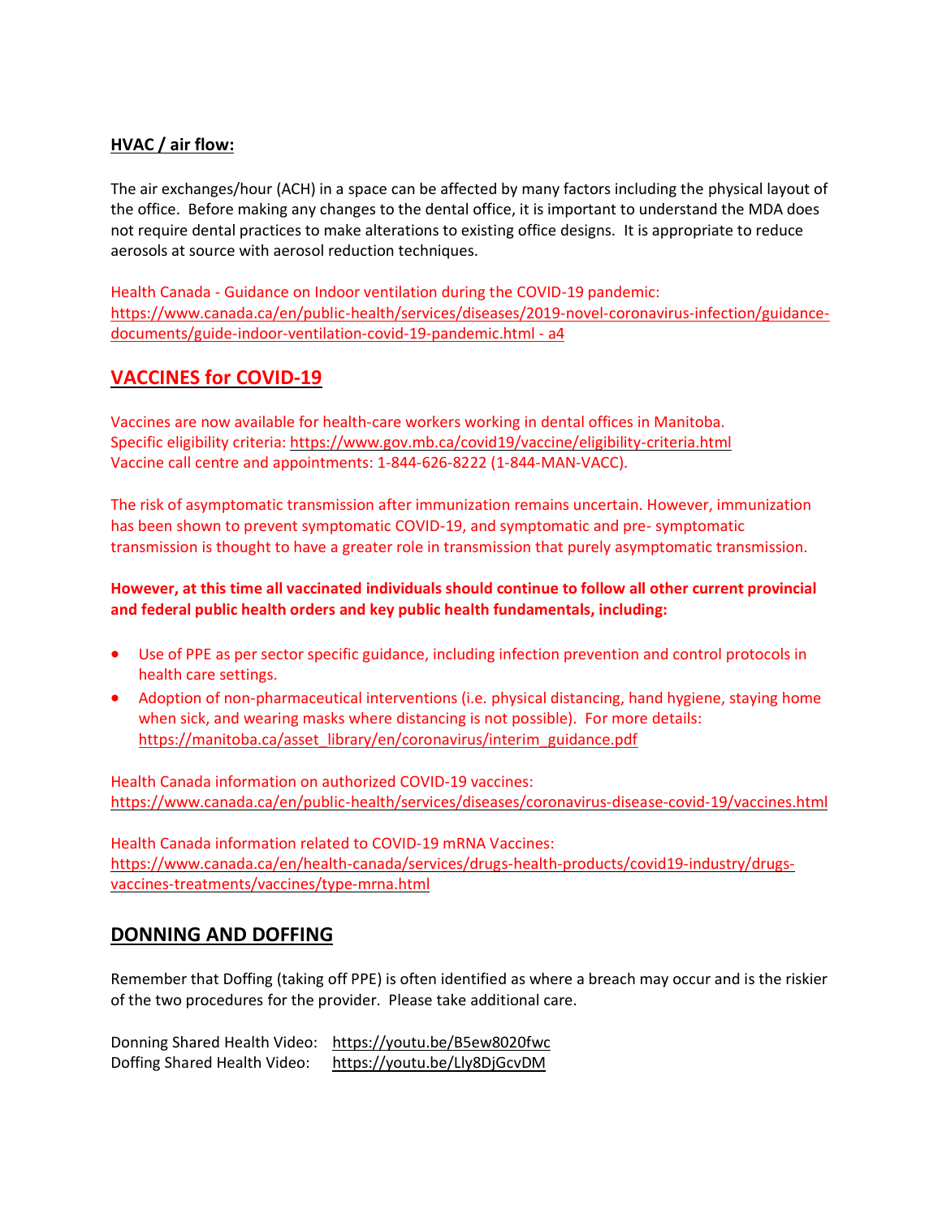**HVAC / air flow:**

The air exchanges/hour (ACH) in a space can be affected by many factors including the physical layout of the office. Before making any changes to the dental office, it is important to understand the MDA does not require dental practices to make alterations to existing office designs. It is appropriate to reduce aerosols at source with aerosol reduction techniques.

Health Canada - Guidance on Indoor ventilation during the COVID-19 pandemic: https://www.canada.ca/en/public-health/services/diseases/2019-novel-coronavirus-infection/guidance-documents/guide-indoor-ventilation-covid-19-pandemic.html - a4

## VACCINES for COVID-19

Vaccines are now available for health-care workers working in dental offices in Manitoba.
Specific eligibility criteria: https://www.gov.mb.ca/covid19/vaccine/eligibility-criteria.html
Vaccine call centre and appointments: 1-844-626-8222 (1-844-MAN-VACC).

The risk of asymptomatic transmission after immunization remains uncertain. However, immunization has been shown to prevent symptomatic COVID-19, and symptomatic and pre- symptomatic transmission is thought to have a greater role in transmission that purely asymptomatic transmission.

**However, at this time all vaccinated individuals should continue to follow all other current provincial and federal public health orders and key public health fundamentals, including:**

- Use of PPE as per sector specific guidance, including infection prevention and control protocols in health care settings.
- Adoption of non-pharmaceutical interventions (i.e. physical distancing, hand hygiene, staying home when sick, and wearing masks where distancing is not possible). For more details: https://manitoba.ca/asset_library/en/coronavirus/interim_guidance.pdf

Health Canada information on authorized COVID-19 vaccines:
https://www.canada.ca/en/public-health/services/diseases/coronavirus-disease-covid-19/vaccines.html

Health Canada information related to COVID-19 mRNA Vaccines:
https://www.canada.ca/en/health-canada/services/drugs-health-products/covid19-industry/drugs-vaccines-treatments/vaccines/type-mrna.html

## DONNING AND DOFFING

Remember that Doffing (taking off PPE) is often identified as where a breach may occur and is the riskier of the two procedures for the provider. Please take additional care.

Donning Shared Health Video: https://youtu.be/B5ew8020fwc
Doffing Shared Health Video: https://youtu.be/Lly8DjGcvDM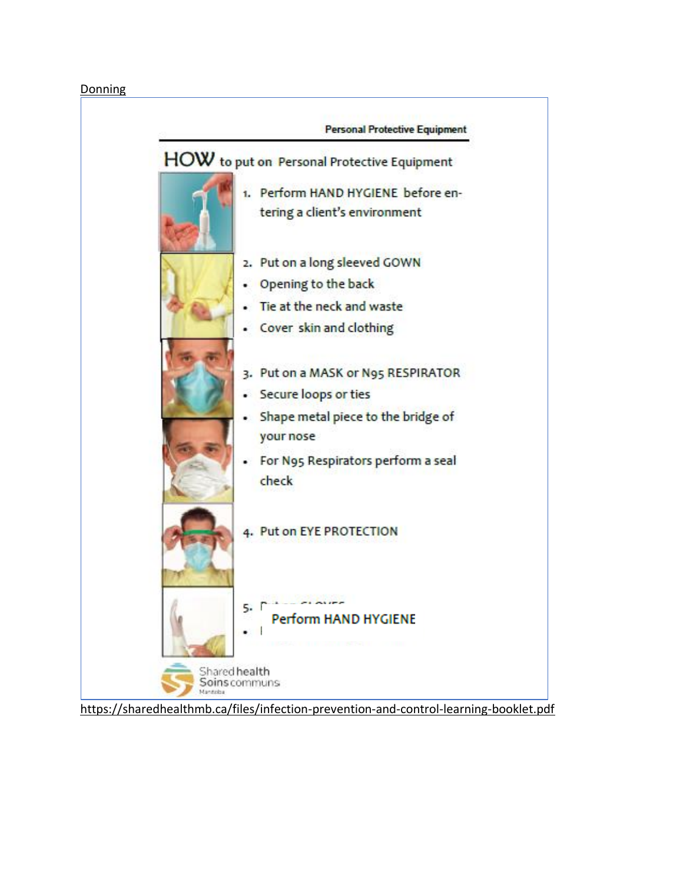Donning

Personal Protective Equipment

## HOW to put on Personal Protective Equipment

1. Perform HAND HYGIENE before entering a client's environment
2. Put on a long sleeved GOWN
   - Opening to the back
   - Tie at the neck and waste
   - Cover skin and clothing
3. Put on a MASK or N95 RESPIRATOR
   - Secure loops or ties
   - Shape metal piece to the bridge of your nose
   - For N95 Respirators perform a seal check
4. Put on EYE PROTECTION
5. Put on GLOVES
   - Perform HAND HYGIENE

Shared health Soins communs Manitoba

https://sharedhealthmb.ca/files/infection-prevention-and-control-learning-booklet.pdf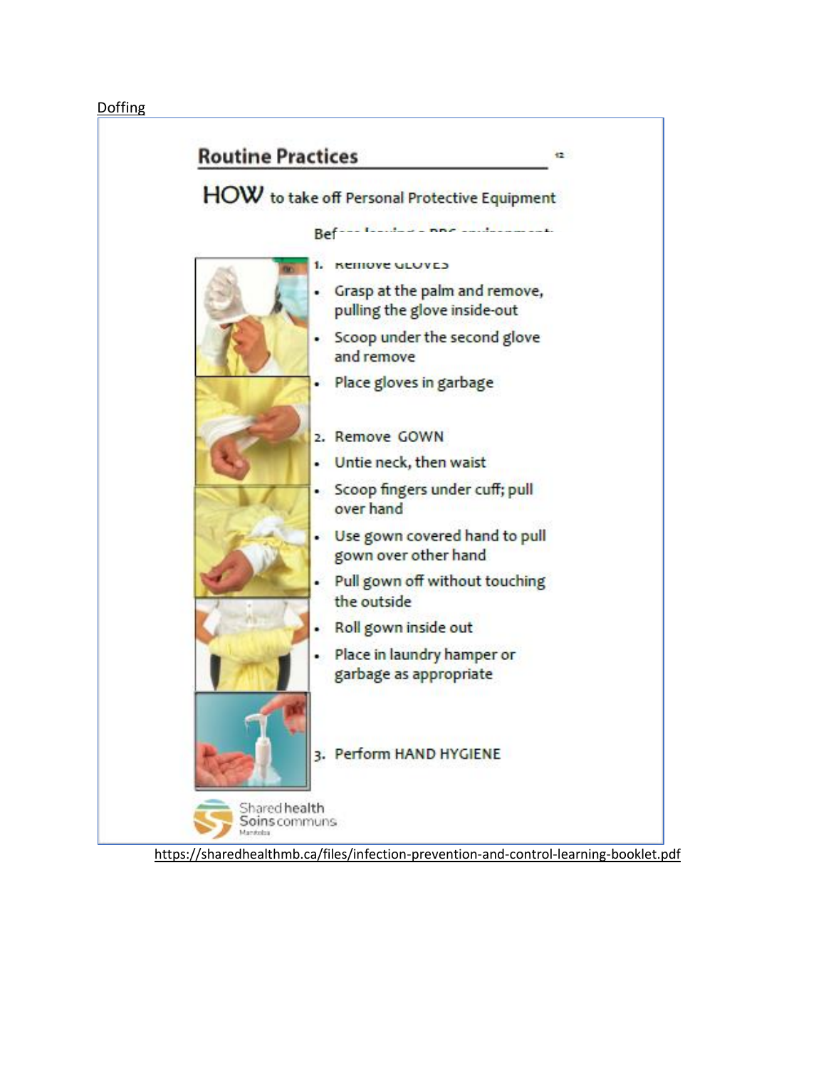Doffing

## Routine Practices

**HOW** to take off Personal Protective Equipment

Before leaving a PPE environment:

1. Remove GLOVES
- Grasp at the palm and remove, pulling the glove inside-out
- Scoop under the second glove and remove
- Place gloves in garbage

2. Remove GOWN
- Untie neck, then waist
- Scoop fingers under cuff; pull over hand
- Use gown covered hand to pull gown over other hand
- Pull gown off without touching the outside
- Roll gown inside out
- Place in laundry hamper or garbage as appropriate

3. Perform HAND HYGIENE

Shared health Soins communs Manitoba

https://sharedhealthmb.ca/files/infection-prevention-and-control-learning-booklet.pdf